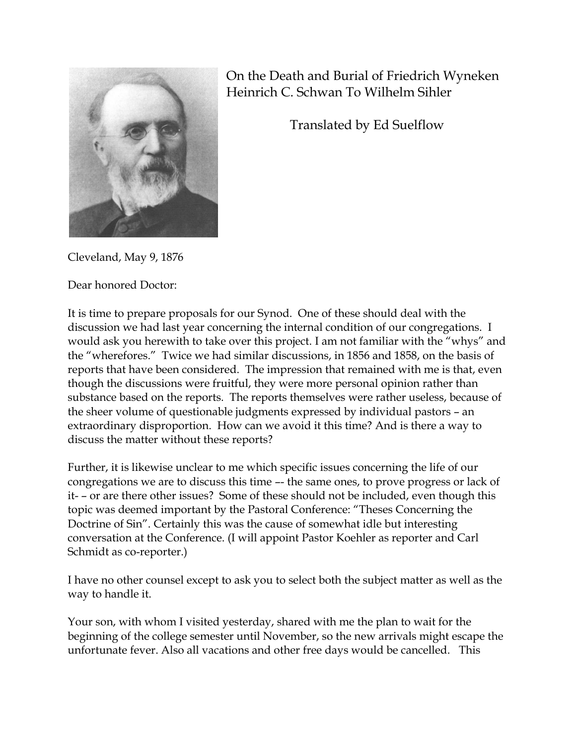# On the Death and Burial of Friedrich Wyneken
## Heinrich C. Schwan To Wilhelm Sihler

Translated by Ed Suelflow

Cleveland, May 9, 1876

Dear honored Doctor:

It is time to prepare proposals for our Synod. One of these should deal with the discussion we had last year concerning the internal condition of our congregations. I would ask you herewith to take over this project. I am not familiar with the "whys" and the "wherefores." Twice we had similar discussions, in 1856 and 1858, on the basis of reports that have been considered. The impression that remained with me is that, even though the discussions were fruitful, they were more personal opinion rather than substance based on the reports. The reports themselves were rather useless, because of the sheer volume of questionable judgments expressed by individual pastors – an extraordinary disproportion. How can we avoid it this time? And is there a way to discuss the matter without these reports?

Further, it is likewise unclear to me which specific issues concerning the life of our congregations we are to discuss this time –- the same ones, to prove progress or lack of it- – or are there other issues? Some of these should not be included, even though this topic was deemed important by the Pastoral Conference: "Theses Concerning the Doctrine of Sin". Certainly this was the cause of somewhat idle but interesting conversation at the Conference. (I will appoint Pastor Koehler as reporter and Carl Schmidt as co-reporter.)

I have no other counsel except to ask you to select both the subject matter as well as the way to handle it.

Your son, with whom I visited yesterday, shared with me the plan to wait for the beginning of the college semester until November, so the new arrivals might escape the unfortunate fever. Also all vacations and other free days would be cancelled. This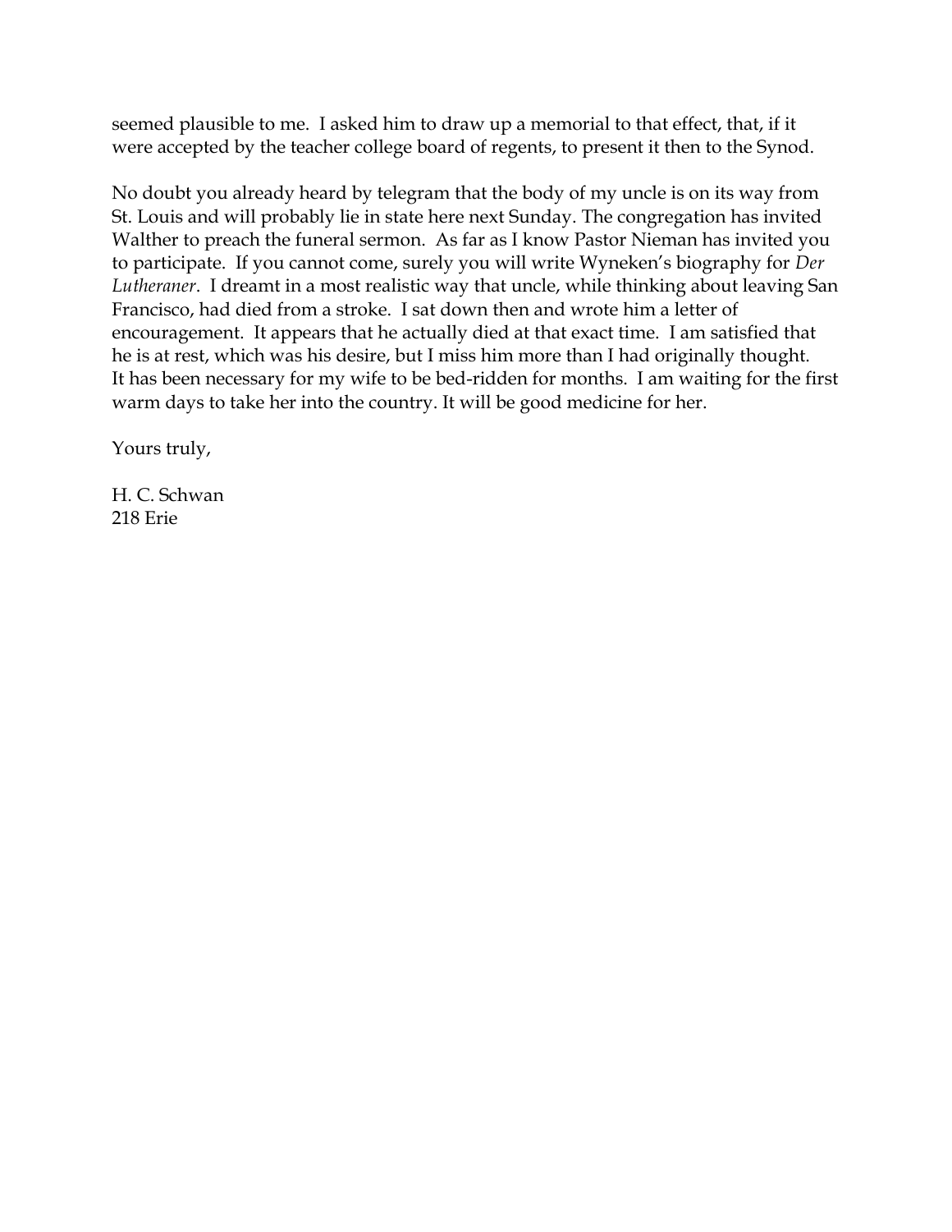seemed plausible to me. I asked him to draw up a memorial to that effect, that, if it were accepted by the teacher college board of regents, to present it then to the Synod.

No doubt you already heard by telegram that the body of my uncle is on its way from St. Louis and will probably lie in state here next Sunday. The congregation has invited Walther to preach the funeral sermon. As far as I know Pastor Nieman has invited you to participate. If you cannot come, surely you will write Wyneken's biography for *Der Lutheraner*. I dreamt in a most realistic way that uncle, while thinking about leaving San Francisco, had died from a stroke. I sat down then and wrote him a letter of encouragement. It appears that he actually died at that exact time. I am satisfied that he is at rest, which was his desire, but I miss him more than I had originally thought. It has been necessary for my wife to be bed-ridden for months. I am waiting for the first warm days to take her into the country. It will be good medicine for her.

Yours truly,

H. C. Schwan
218 Erie